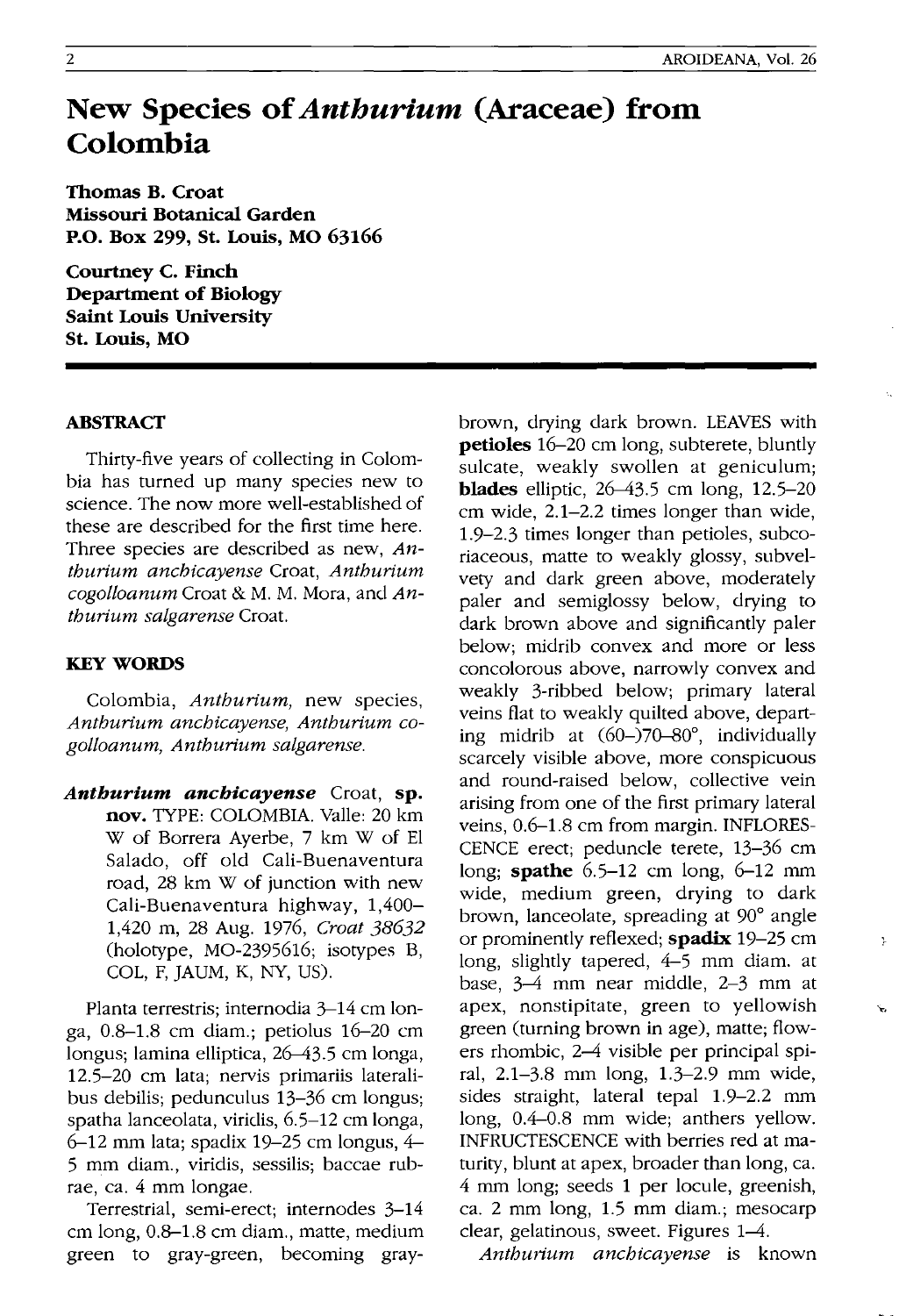# New Species of *Anthurium* (Araceae) from Colombia

**Thomas B. Croat**
**Missouri Botanical Garden**
**P.O. Box 299, St. Louis, MO 63166**

**Courtney C. Finch**
**Department of Biology**
**Saint Louis University**
**St. Louis, MO**

## ABSTRACT

Thirty-five years of collecting in Colombia has turned up many species new to science. The now more well-established of these are described for the first time here. Three species are described as new, *Anthurium anchicayense* Croat, *Anthurium cogolloanum* Croat & M. M. Mora, and *Anthurium salgarense* Croat.

## KEY WORDS

Colombia, *Anthurium*, new species, *Anthurium anchicayense*, *Anthurium cogolloanum*, *Anthurium salgarense*.

***Anthurium anchicayense*** Croat, **sp. nov.** TYPE: COLOMBIA. Valle: 20 km W of Borrera Ayerbe, 7 km W of El Salado, off old Cali-Buenaventura road, 28 km W of junction with new Cali-Buenaventura highway, 1,400–1,420 m, 28 Aug. 1976, *Croat 38632* (holotype, MO-2395616; isotypes B, COL, F, JAUM, K, NY, US).

Planta terrestris; internodia 3–14 cm longa, 0.8–1.8 cm diam.; petiolus 16–20 cm longus; lamina elliptica, 26–43.5 cm longa, 12.5–20 cm lata; nervis primariis lateralibus debilis; pedunculus 13–36 cm longus; spatha lanceolata, viridis, 6.5–12 cm longa, 6–12 mm lata; spadix 19–25 cm longus, 4–5 mm diam., viridis, sessilis; baccae rubrae, ca. 4 mm longae.

Terrestrial, semi-erect; internodes 3–14 cm long, 0.8–1.8 cm diam., matte, medium green to gray-green, becoming gray-brown, drying dark brown. LEAVES with **petioles** 16–20 cm long, subterete, bluntly sulcate, weakly swollen at geniculum; **blades** elliptic, 26–43.5 cm long, 12.5–20 cm wide, 2.1–2.2 times longer than wide, 1.9–2.3 times longer than petioles, subcoriaceous, matte to weakly glossy, subvelvety and dark green above, moderately paler and semiglossy below, drying to dark brown above and significantly paler below; midrib convex and more or less concolorous above, narrowly convex and weakly 3-ribbed below; primary lateral veins flat to weakly quilted above, departing midrib at (60–)70–80°, individually scarcely visible above, more conspicuous and round-raised below, collective vein arising from one of the first primary lateral veins, 0.6–1.8 cm from margin. INFLORESCENCE erect; peduncle terete, 13–36 cm long; **spathe** 6.5–12 cm long, 6–12 mm wide, medium green, drying to dark brown, lanceolate, spreading at 90° angle or prominently reflexed; **spadix** 19–25 cm long, slightly tapered, 4–5 mm diam. at base, 3–4 mm near middle, 2–3 mm at apex, nonstipitate, green to yellowish green (turning brown in age), matte; flowers rhombic, 2–4 visible per principal spiral, 2.1–3.8 mm long, 1.3–2.9 mm wide, sides straight, lateral tepal 1.9–2.2 mm long, 0.4–0.8 mm wide; anthers yellow. INFRUCTESCENCE with berries red at maturity, blunt at apex, broader than long, ca. 4 mm long; seeds 1 per locule, greenish, ca. 2 mm long, 1.5 mm diam.; mesocarp clear, gelatinous, sweet. Figures 1–4.

*Anthurium anchicayense* is known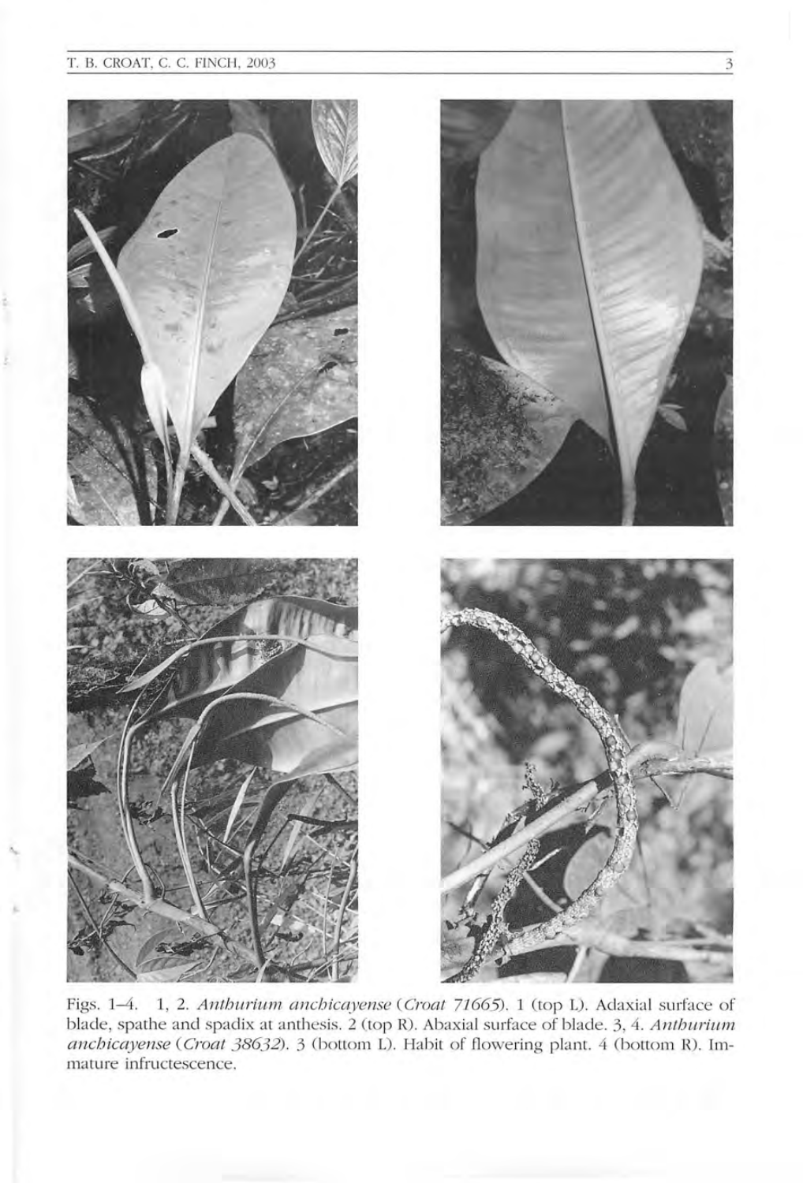Figs. 1–4. 1, 2. *Anthurium anchicayense* (*Croat 71665*). 1 (top L). Adaxial surface of blade, spathe and spadix at anthesis. 2 (top R). Abaxial surface of blade. 3, 4. *Anthurium anchicayense* (*Croat 38632*). 3 (bottom L). Habit of flowering plant. 4 (bottom R). Immature infructescence.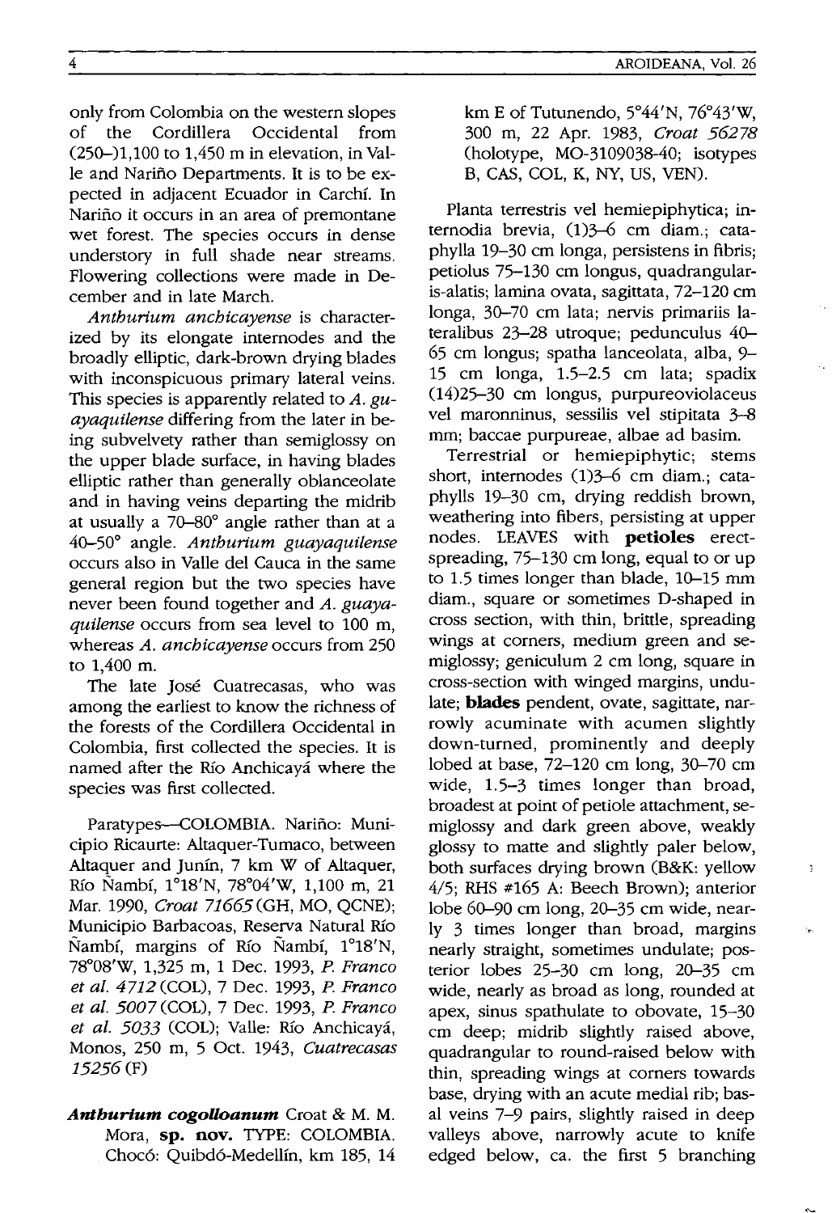only from Colombia on the western slopes of the Cordillera Occidental from (250–)1,100 to 1,450 m in elevation, in Valle and Nariño Departments. It is to be expected in adjacent Ecuador in Carchí. In Nariño it occurs in an area of premontane wet forest. The species occurs in dense understory in full shade near streams. Flowering collections were made in December and in late March.

*Anthurium anchicayense* is characterized by its elongate internodes and the broadly elliptic, dark-brown drying blades with inconspicuous primary lateral veins. This species is apparently related to *A. guayaquilense* differing from the later in being subvelvety rather than semiglossy on the upper blade surface, in having blades elliptic rather than generally oblanceolate and in having veins departing the midrib at usually a 70–80° angle rather than at a 40–50° angle. *Anthurium guayaquilense* occurs also in Valle del Cauca in the same general region but the two species have never been found together and *A. guayaquilense* occurs from sea level to 100 m, whereas *A. anchicayense* occurs from 250 to 1,400 m.

The late José Cuatrecasas, who was among the earliest to know the richness of the forests of the Cordillera Occidental in Colombia, first collected the species. It is named after the Río Anchicayá where the species was first collected.

Paratypes—COLOMBIA. Nariño: Municipio Ricaurte: Altaquer-Tumaco, between Altaquer and Junín, 7 km W of Altaquer, Río Ñambí, 1°18'N, 78°04'W, 1,100 m, 21 Mar. 1990, *Croat 71665* (GH, MO, QCNE); Municipio Barbacoas, Reserva Natural Río Ñambí, margins of Río Ñambí, 1°18'N, 78°08'W, 1,325 m, 1 Dec. 1993, *P. Franco et al. 4712* (COL), 7 Dec. 1993, *P. Franco et al. 5007* (COL), 7 Dec. 1993, *P. Franco et al. 5033* (COL); Valle: Río Anchicayá, Monos, 250 m, 5 Oct. 1943, *Cuatrecasas 15256* (F)

***Anthurium cogolloanum*** Croat & M. M. Mora, **sp. nov.** TYPE: COLOMBIA. Chocó: Quibdó-Medellín, km 185, 14 km E of Tutunendo, 5°44'N, 76°43'W, 300 m, 22 Apr. 1983, *Croat 56278* (holotype, MO-3109038-40; isotypes B, CAS, COL, K, NY, US, VEN).

Planta terrestris vel hemiepiphytica; internodia brevia, (1)3–6 cm diam.; cataphylla 19–30 cm longa, persistens in fibris; petiolus 75–130 cm longus, quadrangularis-alatis; lamina ovata, sagittata, 72–120 cm longa, 30–70 cm lata; nervis primariis lateralibus 23–28 utroque; pedunculus 40–65 cm longus; spatha lanceolata, alba, 9–15 cm longa, 1.5–2.5 cm lata; spadix (14)25–30 cm longus, purpureoviolaceus vel maronninus, sessilis vel stipitata 3–8 mm; baccae purpureae, albae ad basim.

Terrestrial or hemiepiphytic; stems short, internodes (1)3–6 cm diam.; cataphylls 19–30 cm, drying reddish brown, weathering into fibers, persisting at upper nodes. LEAVES with **petioles** erect-spreading, 75–130 cm long, equal to or up to 1.5 times longer than blade, 10–15 mm diam., square or sometimes D-shaped in cross section, with thin, brittle, spreading wings at corners, medium green and semiglossy; geniculum 2 cm long, square in cross-section with winged margins, undulate; **blades** pendent, ovate, sagittate, narrowly acuminate with acumen slightly down-turned, prominently and deeply lobed at base, 72–120 cm long, 30–70 cm wide, 1.5–3 times longer than broad, broadest at point of petiole attachment, semiglossy and dark green above, weakly glossy to matte and slightly paler below, both surfaces drying brown (B&K: yellow 4/5; RHS #165 A: Beech Brown); anterior lobe 60–90 cm long, 20–35 cm wide, nearly 3 times longer than broad, margins nearly straight, sometimes undulate; posterior lobes 25–30 cm long, 20–35 cm wide, nearly as broad as long, rounded at apex, sinus spathulate to obovate, 15–30 cm deep; midrib slightly raised above, quadrangular to round-raised below with thin, spreading wings at corners towards base, drying with an acute medial rib; basal veins 7–9 pairs, slightly raised in deep valleys above, narrowly acute to knife edged below, ca. the first 5 branching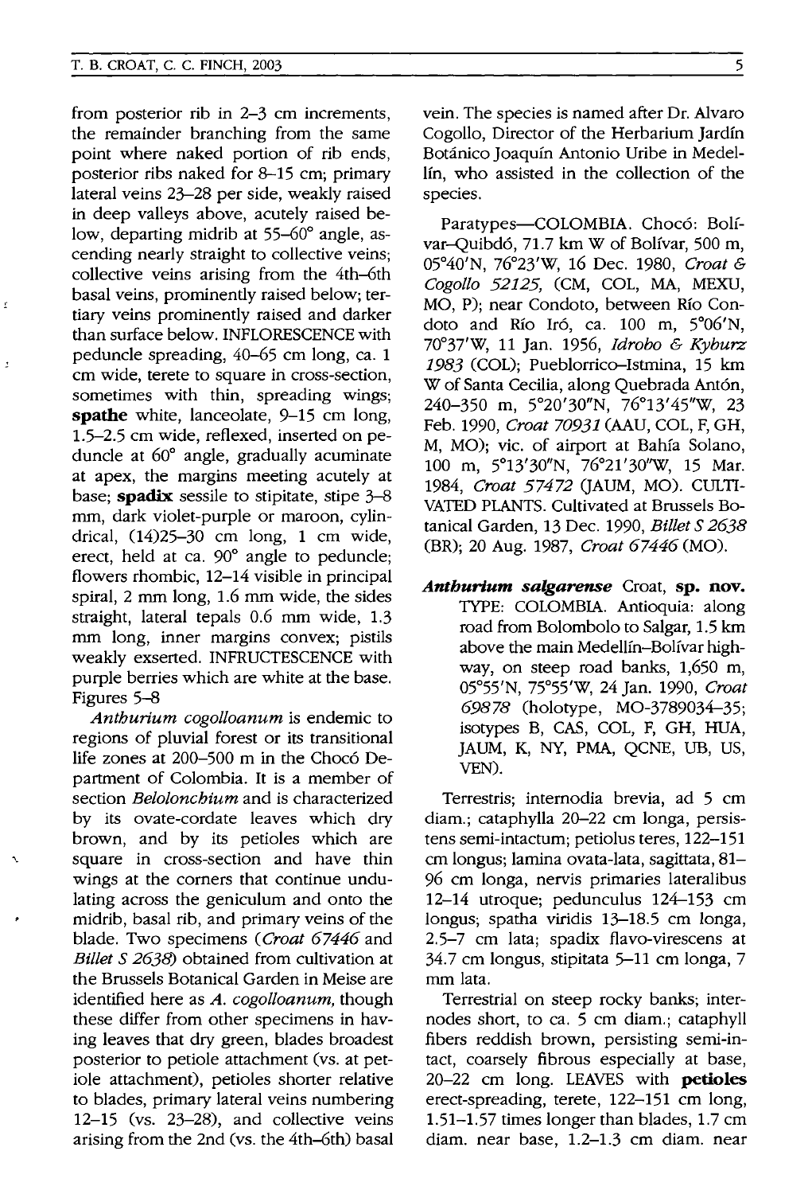from posterior rib in 2–3 cm increments, the remainder branching from the same point where naked portion of rib ends, posterior ribs naked for 8–15 cm; primary lateral veins 23–28 per side, weakly raised in deep valleys above, acutely raised below, departing midrib at 55–60° angle, ascending nearly straight to collective veins; collective veins arising from the 4th–6th basal veins, prominently raised below; tertiary veins prominently raised and darker than surface below. INFLORESCENCE with peduncle spreading, 40–65 cm long, ca. 1 cm wide, terete to square in cross-section, sometimes with thin, spreading wings; **spathe** white, lanceolate, 9–15 cm long, 1.5–2.5 cm wide, reflexed, inserted on peduncle at 60° angle, gradually acuminate at apex, the margins meeting acutely at base; **spadix** sessile to stipitate, stipe 3–8 mm, dark violet-purple or maroon, cylindrical, (14)25–30 cm long, 1 cm wide, erect, held at ca. 90° angle to peduncle; flowers rhombic, 12–14 visible in principal spiral, 2 mm long, 1.6 mm wide, the sides straight, lateral tepals 0.6 mm wide, 1.3 mm long, inner margins convex; pistils weakly exserted. INFRUCTESCENCE with purple berries which are white at the base. Figures 5–8

*Anthurium cogolloanum* is endemic to regions of pluvial forest or its transitional life zones at 200–500 m in the Chocó Department of Colombia. It is a member of section *Belolonchium* and is characterized by its ovate-cordate leaves which dry brown, and by its petioles which are square in cross-section and have thin wings at the corners that continue undulating across the geniculum and onto the midrib, basal rib, and primary veins of the blade. Two specimens (*Croat 67446* and *Billet S 2638*) obtained from cultivation at the Brussels Botanical Garden in Meise are identified here as *A. cogolloanum*, though these differ from other specimens in having leaves that dry green, blades broadest posterior to petiole attachment (vs. at petiole attachment), petioles shorter relative to blades, primary lateral veins numbering 12–15 (vs. 23–28), and collective veins arising from the 2nd (vs. the 4th–6th) basal vein. The species is named after Dr. Alvaro Cogollo, Director of the Herbarium Jardín Botánico Joaquín Antonio Uribe in Medellín, who assisted in the collection of the species.

Paratypes—COLOMBIA. Chocó: Bolívar–Quibdó, 71.7 km W of Bolívar, 500 m, 05°40′N, 76°23′W, 16 Dec. 1980, *Croat & Cogollo 52125*, (CM, COL, MA, MEXU, MO, P); near Condoto, between Río Condoto and Río Iró, ca. 100 m, 5°06′N, 70°37′W, 11 Jan. 1956, *Idrobo & Kyburz 1983* (COL); Pueblorrico–Istmina, 15 km W of Santa Cecilia, along Quebrada Antón, 240–350 m, 5°20′30″N, 76°13′45″W, 23 Feb. 1990, *Croat 70931* (AAU, COL, F, GH, M, MO); vic. of airport at Bahía Solano, 100 m, 5°13′30″N, 76°21′30″W, 15 Mar. 1984, *Croat 57472* (JAUM, MO). CULTIVATED PLANTS. Cultivated at Brussels Botanical Garden, 13 Dec. 1990, *Billet S 2638* (BR); 20 Aug. 1987, *Croat 67446* (MO).

***Anthurium salgarense*** Croat, **sp. nov.** TYPE: COLOMBIA. Antioquia: along road from Bolombolo to Salgar, 1.5 km above the main Medellín–Bolívar highway, on steep road banks, 1,650 m, 05°55′N, 75°55′W, 24 Jan. 1990, *Croat 69878* (holotype, MO-3789034–35; isotypes B, CAS, COL, F, GH, HUA, JAUM, K, NY, PMA, QCNE, UB, US, VEN).

Terrestris; internodia brevia, ad 5 cm diam.; cataphylla 20–22 cm longa, persistens semi-intactum; petiolus teres, 122–151 cm longus; lamina ovata-lata, sagittata, 81–96 cm longa, nervis primaries lateralibus 12–14 utroque; pedunculus 124–153 cm longus; spatha viridis 13–18.5 cm longa, 2.5–7 cm lata; spadix flavo-virescens at 34.7 cm longus, stipitata 5–11 cm longa, 7 mm lata.

Terrestrial on steep rocky banks; internodes short, to ca. 5 cm diam.; cataphyll fibers reddish brown, persisting semi-intact, coarsely fibrous especially at base, 20–22 cm long. LEAVES with **petioles** erect-spreading, terete, 122–151 cm long, 1.51–1.57 times longer than blades, 1.7 cm diam. near base, 1.2–1.3 cm diam. near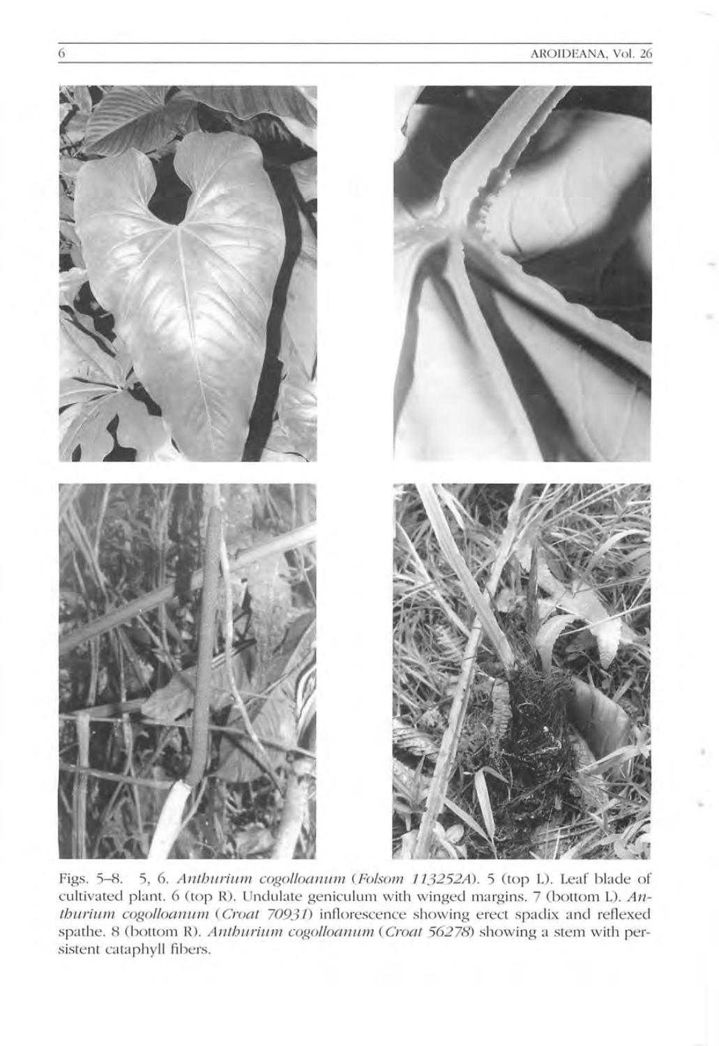Figs. 5–8. 5, 6. *Anthurium cogolloanum* (*Folsom 113252A*). 5 (top L). Leaf blade of cultivated plant. 6 (top R). Undulate geniculum with winged margins. 7 (bottom L). *Anthurium cogolloanum* (*Croat 70931*) inflorescence showing erect spadix and reflexed spathe. 8 (bottom R). *Anthurium cogolloanum* (*Croat 56278*) showing a stem with persistent cataphyll fibers.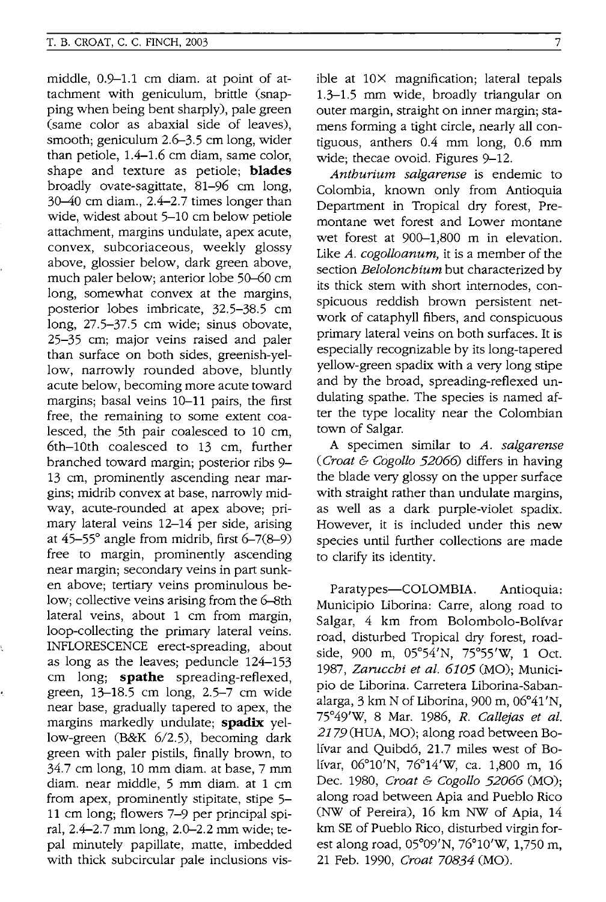middle, 0.9–1.1 cm diam. at point of attachment with geniculum, brittle (snapping when being bent sharply), pale green (same color as abaxial side of leaves), smooth; geniculum 2.6–3.5 cm long, wider than petiole, 1.4–1.6 cm diam, same color, shape and texture as petiole; **blades** broadly ovate-sagittate, 81–96 cm long, 30–40 cm diam., 2.4–2.7 times longer than wide, widest about 5–10 cm below petiole attachment, margins undulate, apex acute, convex, subcoriaceous, weekly glossy above, glossier below, dark green above, much paler below; anterior lobe 50–60 cm long, somewhat convex at the margins, posterior lobes imbricate, 32.5–38.5 cm long, 27.5–37.5 cm wide; sinus obovate, 25–35 cm; major veins raised and paler than surface on both sides, greenish-yellow, narrowly rounded above, bluntly acute below, becoming more acute toward margins; basal veins 10–11 pairs, the first free, the remaining to some extent coalesced, the 5th pair coalesced to 10 cm, 6th–10th coalesced to 13 cm, further branched toward margin; posterior ribs 9–13 cm, prominently ascending near margins; midrib convex at base, narrowly midway, acute-rounded at apex above; primary lateral veins 12–14 per side, arising at 45–55° angle from midrib, first 6–7(8–9) free to margin, prominently ascending near margin; secondary veins in part sunken above; tertiary veins prominulous below; collective veins arising from the 6–8th lateral veins, about 1 cm from margin, loop-collecting the primary lateral veins. INFLORESCENCE erect-spreading, about as long as the leaves; peduncle 124–153 cm long; **spathe** spreading-reflexed, green, 13–18.5 cm long, 2.5–7 cm wide near base, gradually tapered to apex, the margins markedly undulate; **spadix** yellow-green (B&K 6/2.5), becoming dark green with paler pistils, finally brown, to 34.7 cm long, 10 mm diam. at base, 7 mm diam. near middle, 5 mm diam. at 1 cm from apex, prominently stipitate, stipe 5–11 cm long; flowers 7–9 per principal spiral, 2.4–2.7 mm long, 2.0–2.2 mm wide; tepal minutely papillate, matte, imbedded with thick subcircular pale inclusions visible at 10× magnification; lateral tepals 1.3–1.5 mm wide, broadly triangular on outer margin, straight on inner margin; stamens forming a tight circle, nearly all contiguous, anthers 0.4 mm long, 0.6 mm wide; thecae ovoid. Figures 9–12.

*Anthurium salgarense* is endemic to Colombia, known only from Antioquia Department in Tropical dry forest, Premontane wet forest and Lower montane wet forest at 900–1,800 m in elevation. Like *A. cogolloanum*, it is a member of the section *Belolonchium* but characterized by its thick stem with short internodes, conspicuous reddish brown persistent network of cataphyll fibers, and conspicuous primary lateral veins on both surfaces. It is especially recognizable by its long-tapered yellow-green spadix with a very long stipe and by the broad, spreading-reflexed undulating spathe. The species is named after the type locality near the Colombian town of Salgar.

A specimen similar to *A. salgarense* (*Croat & Cogollo 52066*) differs in having the blade very glossy on the upper surface with straight rather than undulate margins, as well as a dark purple-violet spadix. However, it is included under this new species until further collections are made to clarify its identity.

Paratypes—COLOMBIA. Antioquia: Municipio Liborina: Carre, along road to Salgar, 4 km from Bolombolo-Bolívar road, disturbed Tropical dry forest, roadside, 900 m, 05°54'N, 75°55'W, 1 Oct. 1987, *Zarucchi et al. 6105* (MO); Municipio de Liborina. Carretera Liborina-Sabanalarga, 3 km N of Liborina, 900 m, 06°41'N, 75°49'W, 8 Mar. 1986, *R. Callejas et al. 2179* (HUA, MO); along road between Bolívar and Quibdó, 21.7 miles west of Bolívar, 06°10'N, 76°14'W, ca. 1,800 m, 16 Dec. 1980, *Croat & Cogollo 52066* (MO); along road between Apia and Pueblo Rico (NW of Pereira), 16 km NW of Apia, 14 km SE of Pueblo Rico, disturbed virgin forest along road, 05°09'N, 76°10'W, 1,750 m, 21 Feb. 1990, *Croat 70834* (MO).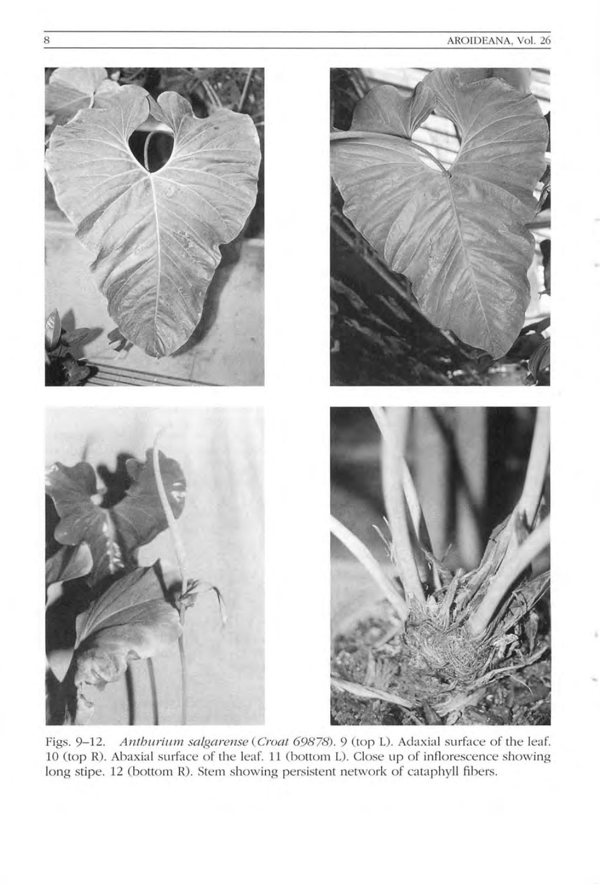Figs. 9–12. *Anthurium salgarense* (*Croat 69878*). 9 (top L). Adaxial surface of the leaf. 10 (top R). Abaxial surface of the leaf. 11 (bottom L). Close up of inflorescence showing long stipe. 12 (bottom R). Stem showing persistent network of cataphyll fibers.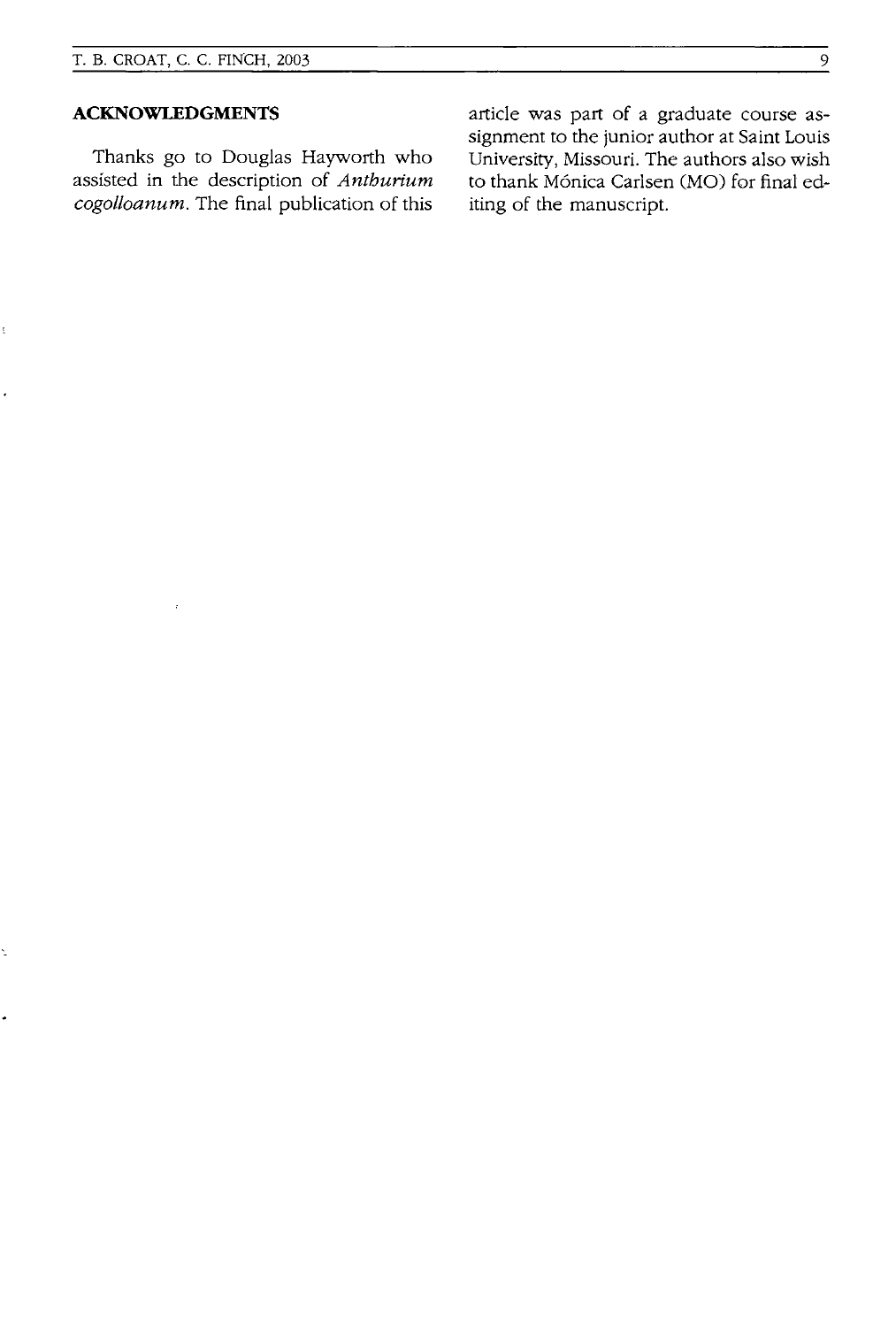## ACKNOWLEDGMENTS

Thanks go to Douglas Hayworth who assisted in the description of *Anthurium cogolloanum*. The final publication of this article was part of a graduate course assignment to the junior author at Saint Louis University, Missouri. The authors also wish to thank Mónica Carlsen (MO) for final editing of the manuscript.